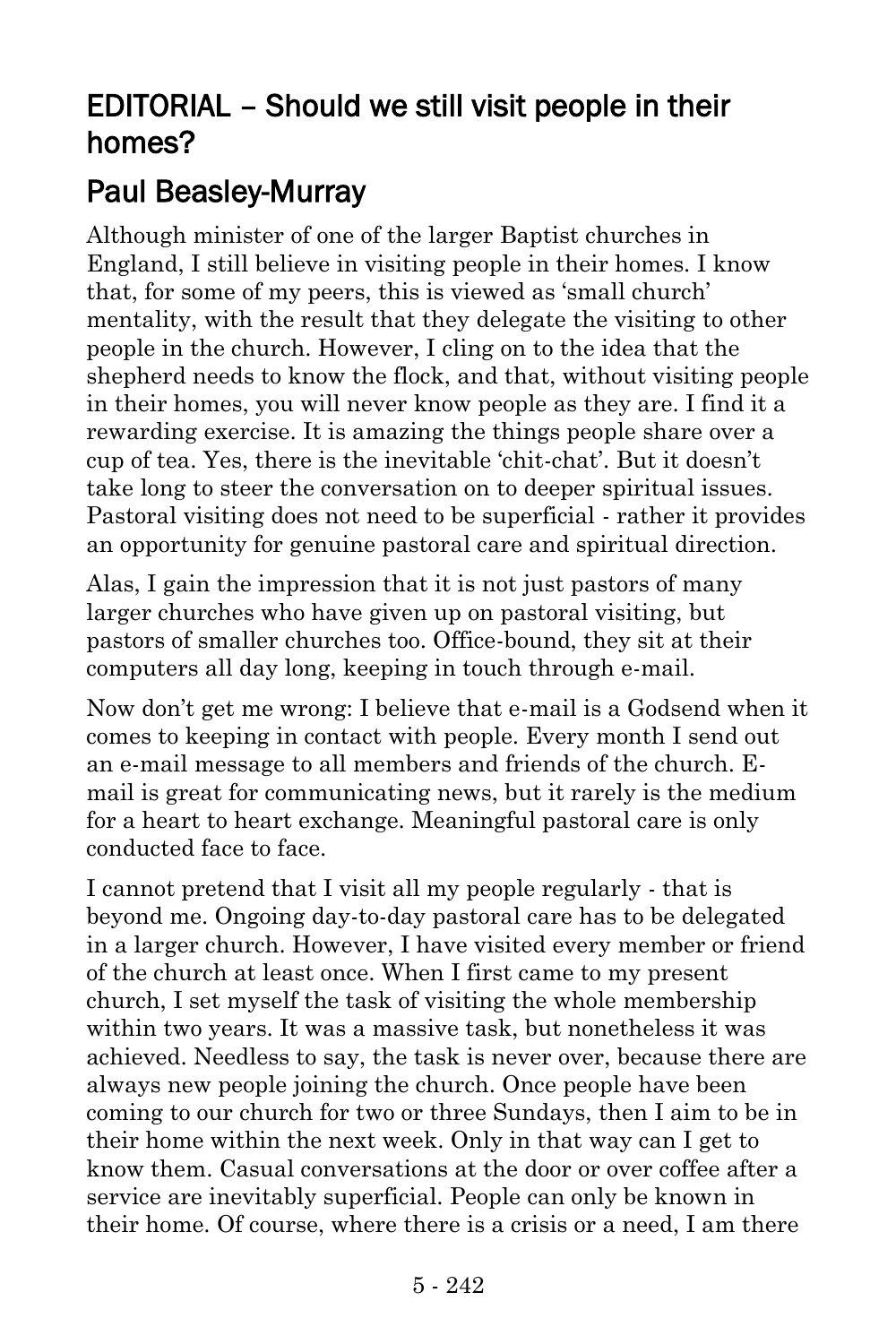# EDITORIAL – Should we still visit people in their homes?

## Paul Beasley-Murray

Although minister of one of the larger Baptist churches in England, I still believe in visiting people in their homes. I know that, for some of my peers, this is viewed as 'small church' mentality, with the result that they delegate the visiting to other people in the church. However, I cling on to the idea that the shepherd needs to know the flock, and that, without visiting people in their homes, you will never know people as they are. I find it a rewarding exercise. It is amazing the things people share over a cup of tea. Yes, there is the inevitable 'chit-chat'. But it doesn't take long to steer the conversation on to deeper spiritual issues. Pastoral visiting does not need to be superficial - rather it provides an opportunity for genuine pastoral care and spiritual direction.

Alas, I gain the impression that it is not just pastors of many larger churches who have given up on pastoral visiting, but pastors of smaller churches too. Office-bound, they sit at their computers all day long, keeping in touch through e-mail.

Now don't get me wrong: I believe that e-mail is a Godsend when it comes to keeping in contact with people. Every month I send out an e-mail message to all members and friends of the church. E-mail is great for communicating news, but it rarely is the medium for a heart to heart exchange. Meaningful pastoral care is only conducted face to face.

I cannot pretend that I visit all my people regularly - that is beyond me. Ongoing day-to-day pastoral care has to be delegated in a larger church. However, I have visited every member or friend of the church at least once. When I first came to my present church, I set myself the task of visiting the whole membership within two years. It was a massive task, but nonetheless it was achieved. Needless to say, the task is never over, because there are always new people joining the church. Once people have been coming to our church for two or three Sundays, then I aim to be in their home within the next week. Only in that way can I get to know them. Casual conversations at the door or over coffee after a service are inevitably superficial. People can only be known in their home. Of course, where there is a crisis or a need, I am there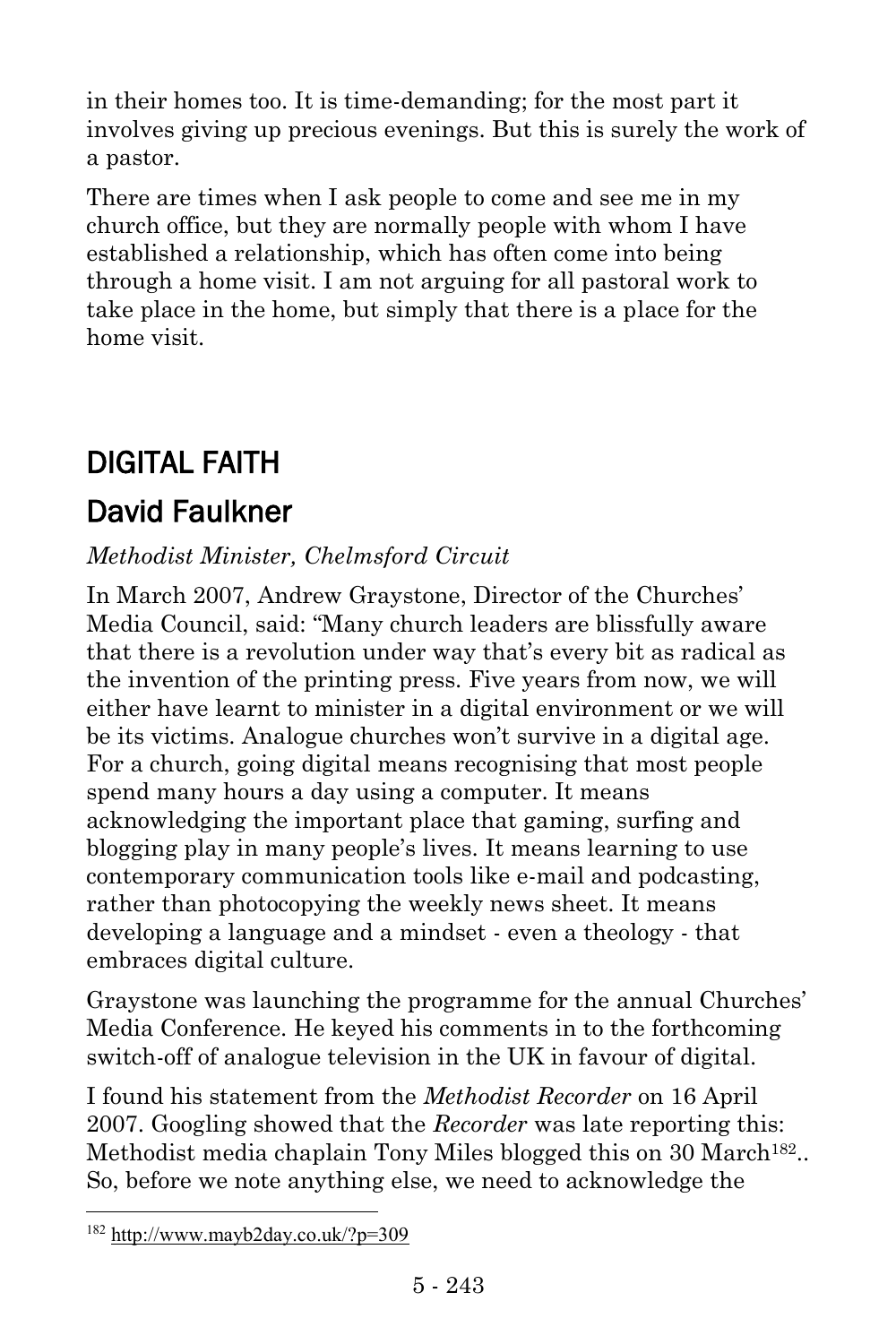in their homes too. It is time-demanding; for the most part it involves giving up precious evenings. But this is surely the work of a pastor.

There are times when I ask people to come and see me in my church office, but they are normally people with whom I have established a relationship, which has often come into being through a home visit. I am not arguing for all pastoral work to take place in the home, but simply that there is a place for the home visit.

## DIGITAL FAITH

## David Faulkner

*Methodist Minister, Chelmsford Circuit*

In March 2007, Andrew Graystone, Director of the Churches' Media Council, said: "Many church leaders are blissfully aware that there is a revolution under way that's every bit as radical as the invention of the printing press. Five years from now, we will either have learnt to minister in a digital environment or we will be its victims. Analogue churches won't survive in a digital age. For a church, going digital means recognising that most people spend many hours a day using a computer. It means acknowledging the important place that gaming, surfing and blogging play in many people's lives. It means learning to use contemporary communication tools like e-mail and podcasting, rather than photocopying the weekly news sheet. It means developing a language and a mindset - even a theology - that embraces digital culture.

Graystone was launching the programme for the annual Churches' Media Conference. He keyed his comments in to the forthcoming switch-off of analogue television in the UK in favour of digital.

I found his statement from the *Methodist Recorder* on 16 April 2007. Googling showed that the *Recorder* was late reporting this: Methodist media chaplain Tony Miles blogged this on 30 March[182].. So, before we note anything else, we need to acknowledge the

[182] http://www.mayb2day.co.uk/?p=309